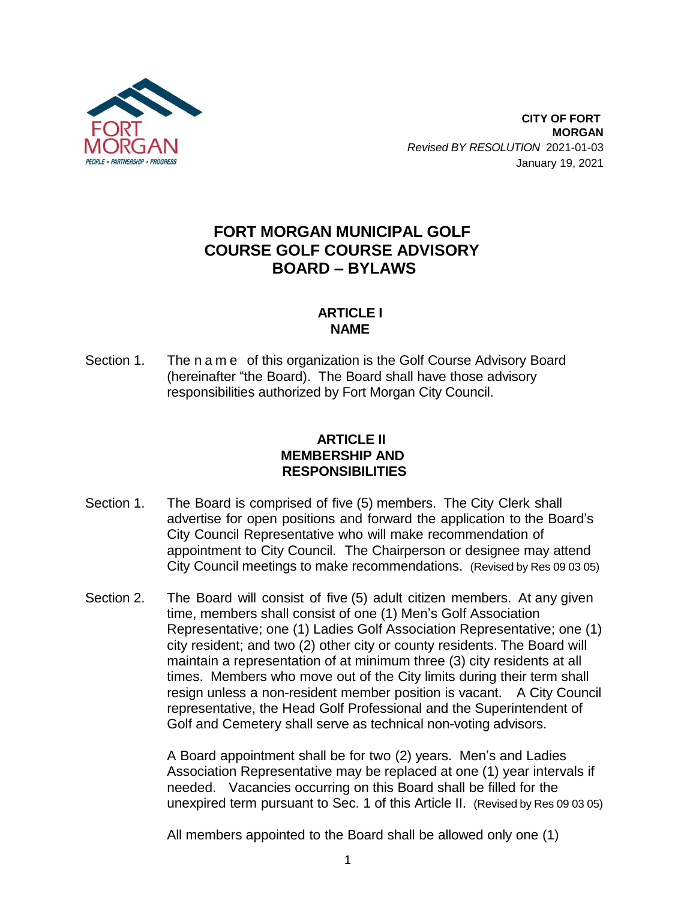**CITY OF FORT MORGAN**
*Revised BY RESOLUTION* 2021-01-03
January 19, 2021

# FORT MORGAN MUNICIPAL GOLF COURSE GOLF COURSE ADVISORY BOARD – BYLAWS

## ARTICLE I
## NAME

Section 1. The name of this organization is the Golf Course Advisory Board (hereinafter "the Board). The Board shall have those advisory responsibilities authorized by Fort Morgan City Council.

## ARTICLE II
## MEMBERSHIP AND RESPONSIBILITIES

Section 1. The Board is comprised of five (5) members. The City Clerk shall advertise for open positions and forward the application to the Board's City Council Representative who will make recommendation of appointment to City Council. The Chairperson or designee may attend City Council meetings to make recommendations. (Revised by Res 09 03 05)

Section 2. The Board will consist of five (5) adult citizen members. At any given time, members shall consist of one (1) Men's Golf Association Representative; one (1) Ladies Golf Association Representative; one (1) city resident; and two (2) other city or county residents. The Board will maintain a representation of at minimum three (3) city residents at all times. Members who move out of the City limits during their term shall resign unless a non-resident member position is vacant. A City Council representative, the Head Golf Professional and the Superintendent of Golf and Cemetery shall serve as technical non-voting advisors.

A Board appointment shall be for two (2) years. Men's and Ladies Association Representative may be replaced at one (1) year intervals if needed. Vacancies occurring on this Board shall be filled for the unexpired term pursuant to Sec. 1 of this Article II. (Revised by Res 09 03 05)

All members appointed to the Board shall be allowed only one (1)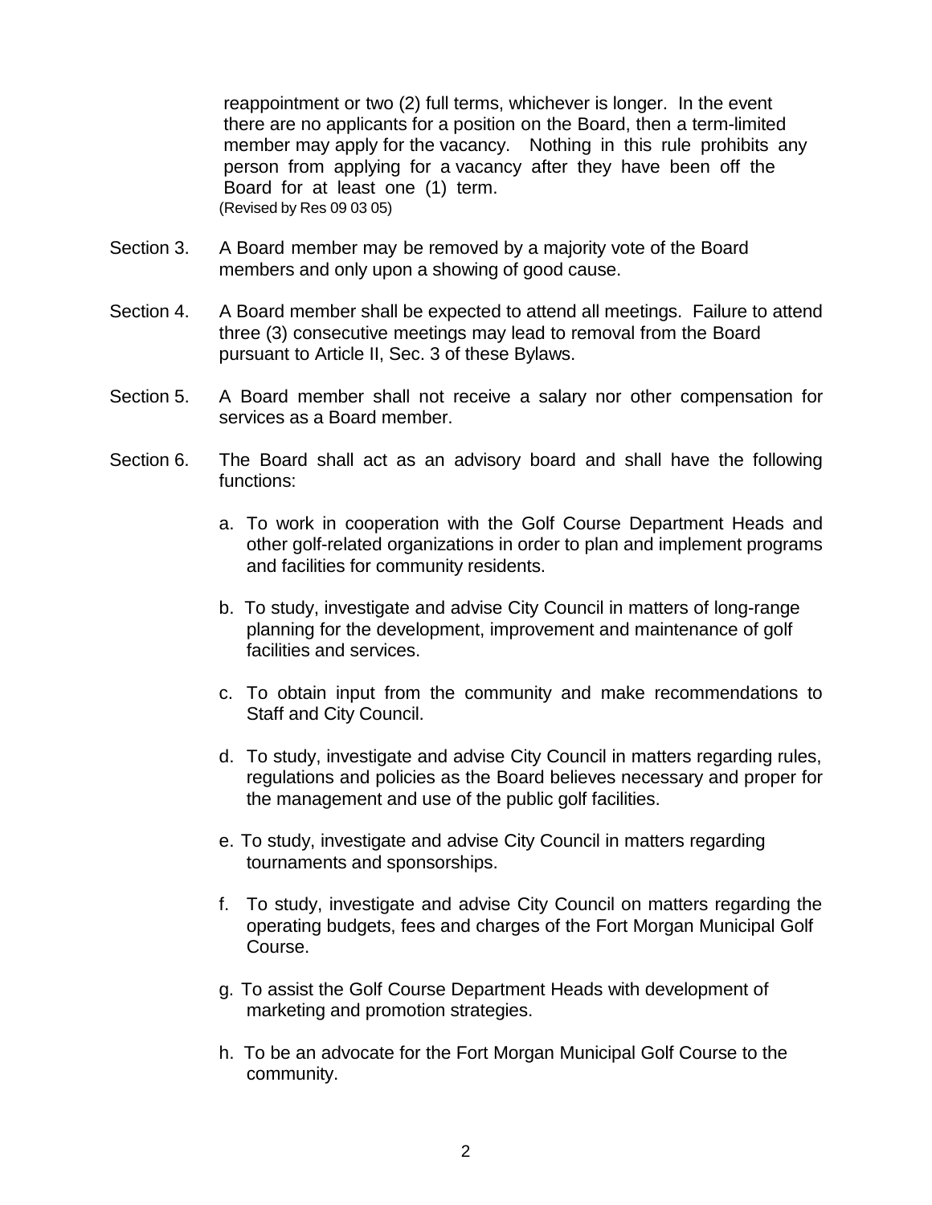reappointment or two (2) full terms, whichever is longer. In the event there are no applicants for a position on the Board, then a term-limited member may apply for the vacancy. Nothing in this rule prohibits any person from applying for a vacancy after they have been off the Board for at least one (1) term.
(Revised by Res 09 03 05)

Section 3. A Board member may be removed by a majority vote of the Board members and only upon a showing of good cause.

Section 4. A Board member shall be expected to attend all meetings. Failure to attend three (3) consecutive meetings may lead to removal from the Board pursuant to Article II, Sec. 3 of these Bylaws.

Section 5. A Board member shall not receive a salary nor other compensation for services as a Board member.

Section 6. The Board shall act as an advisory board and shall have the following functions:

a. To work in cooperation with the Golf Course Department Heads and other golf-related organizations in order to plan and implement programs and facilities for community residents.

b. To study, investigate and advise City Council in matters of long-range planning for the development, improvement and maintenance of golf facilities and services.

c. To obtain input from the community and make recommendations to Staff and City Council.

d. To study, investigate and advise City Council in matters regarding rules, regulations and policies as the Board believes necessary and proper for the management and use of the public golf facilities.

e. To study, investigate and advise City Council in matters regarding tournaments and sponsorships.

f. To study, investigate and advise City Council on matters regarding the operating budgets, fees and charges of the Fort Morgan Municipal Golf Course.

g. To assist the Golf Course Department Heads with development of marketing and promotion strategies.

h. To be an advocate for the Fort Morgan Municipal Golf Course to the community.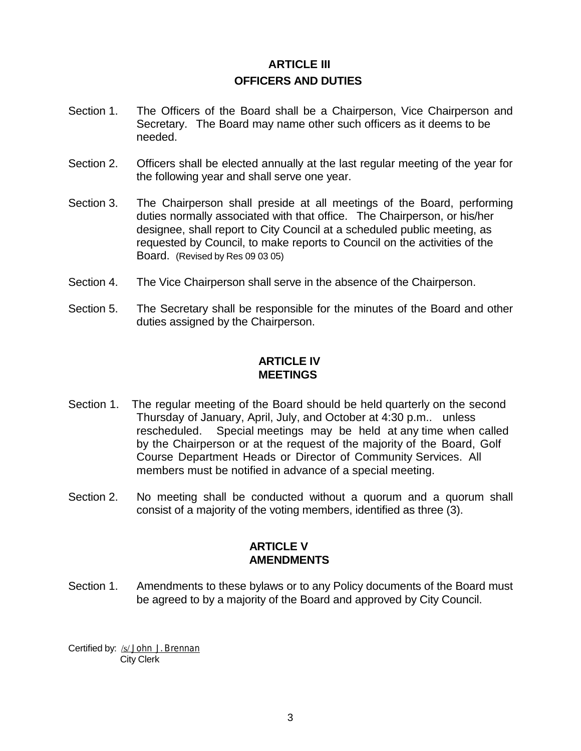## ARTICLE III
## OFFICERS AND DUTIES

Section 1. The Officers of the Board shall be a Chairperson, Vice Chairperson and Secretary. The Board may name other such officers as it deems to be needed.

Section 2. Officers shall be elected annually at the last regular meeting of the year for the following year and shall serve one year.

Section 3. The Chairperson shall preside at all meetings of the Board, performing duties normally associated with that office. The Chairperson, or his/her designee, shall report to City Council at a scheduled public meeting, as requested by Council, to make reports to Council on the activities of the Board. (Revised by Res 09 03 05)

Section 4. The Vice Chairperson shall serve in the absence of the Chairperson.

Section 5. The Secretary shall be responsible for the minutes of the Board and other duties assigned by the Chairperson.

## ARTICLE IV
## MEETINGS

Section 1. The regular meeting of the Board should be held quarterly on the second Thursday of January, April, July, and October at 4:30 p.m.. unless rescheduled. Special meetings may be held at any time when called by the Chairperson or at the request of the majority of the Board, Golf Course Department Heads or Director of Community Services. All members must be notified in advance of a special meeting.

Section 2. No meeting shall be conducted without a quorum and a quorum shall consist of a majority of the voting members, identified as three (3).

## ARTICLE V
## AMENDMENTS

Section 1. Amendments to these bylaws or to any Policy documents of the Board must be agreed to by a majority of the Board and approved by City Council.

Certified by: /s/ John J. Brennan
City Clerk